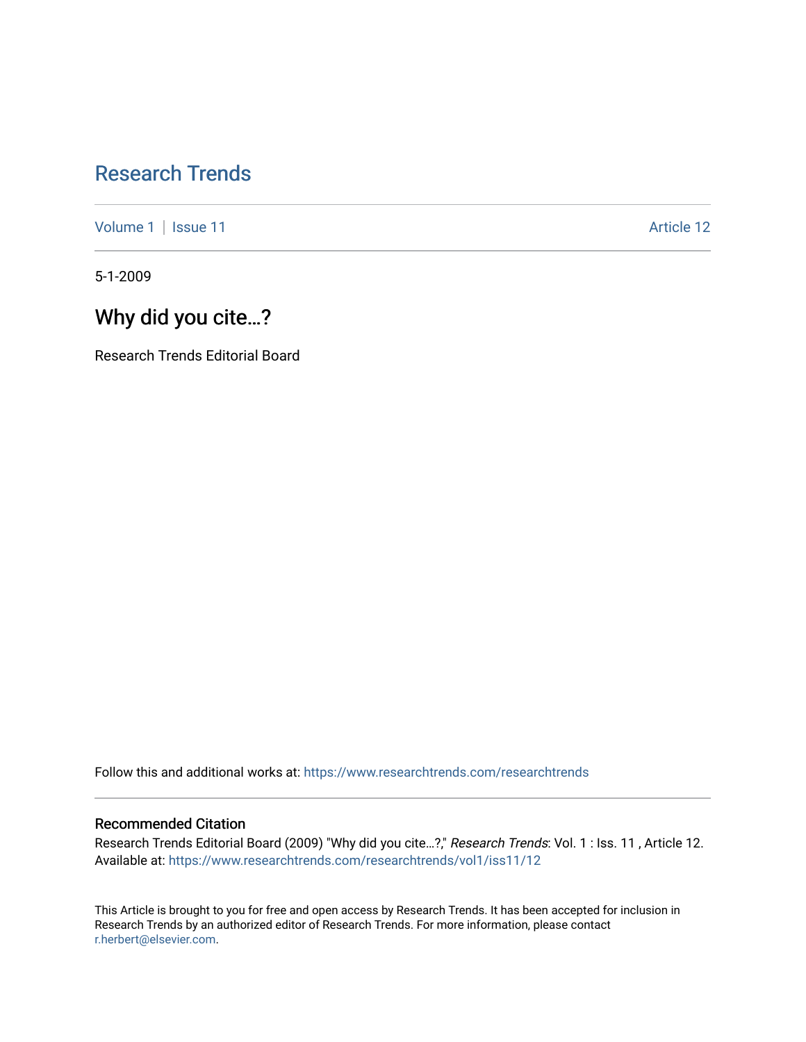# Research Trends

Volume 1 | Issue 11 Article 12

5-1-2009

## Why did you cite…?

Research Trends Editorial Board

Follow this and additional works at: https://www.researchtrends.com/researchtrends

### Recommended Citation

Research Trends Editorial Board (2009) "Why did you cite…?," *Research Trends*: Vol. 1 : Iss. 11 , Article 12.
Available at: https://www.researchtrends.com/researchtrends/vol1/iss11/12

This Article is brought to you for free and open access by Research Trends. It has been accepted for inclusion in Research Trends by an authorized editor of Research Trends. For more information, please contact r.herbert@elsevier.com.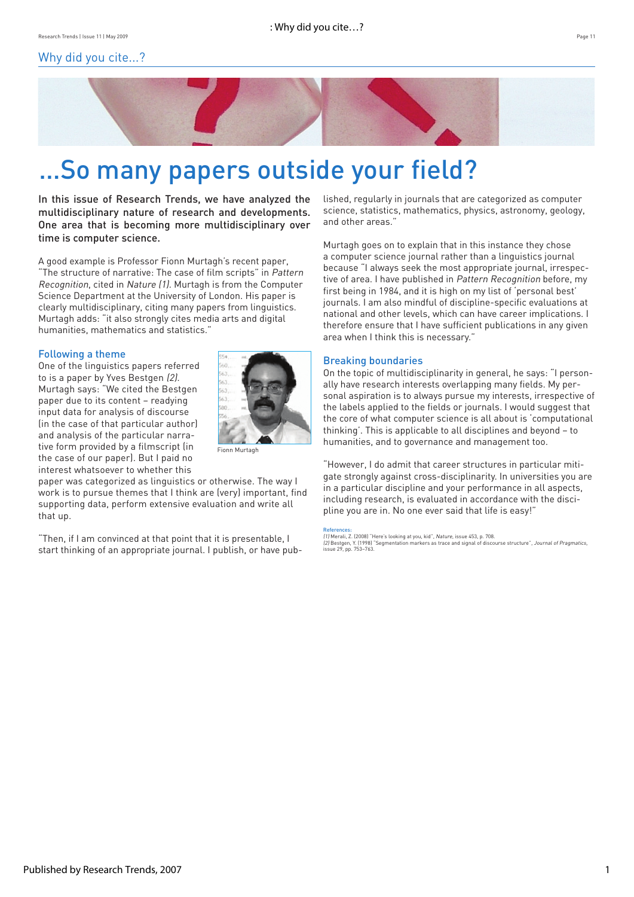## Why did you cite…?

# …So many papers outside your field?

In this issue of Research Trends, we have analyzed the multidisciplinary nature of research and developments. One area that is becoming more multidisciplinary over time is computer science.

A good example is Professor Fionn Murtagh's recent paper, "The structure of narrative: The case of film scripts" in *Pattern Recognition*, cited in *Nature (1)*. Murtagh is from the Computer Science Department at the University of London. His paper is clearly multidisciplinary, citing many papers from linguistics. Murtagh adds: "it also strongly cites media arts and digital humanities, mathematics and statistics."

### Following a theme

One of the linguistics papers referred to is a paper by Yves Bestgen *(2)*. Murtagh says: "We cited the Bestgen paper due to its content – readying input data for analysis of discourse (in the case of that particular author) and analysis of the particular narrative form provided by a filmscript (in the case of our paper). But I paid no interest whatsoever to whether this paper was categorized as linguistics or otherwise. The way I work is to pursue themes that I think are (very) important, find supporting data, perform extensive evaluation and write all that up.

Fionn Murtagh

"Then, if I am convinced at that point that it is presentable, I start thinking of an appropriate journal. I publish, or have published, regularly in journals that are categorized as computer science, statistics, mathematics, physics, astronomy, geology, and other areas."

Murtagh goes on to explain that in this instance they chose a computer science journal rather than a linguistics journal because "I always seek the most appropriate journal, irrespective of area. I have published in *Pattern Recognition* before, my first being in 1984, and it is high on my list of 'personal best' journals. I am also mindful of discipline-specific evaluations at national and other levels, which can have career implications. I therefore ensure that I have sufficient publications in any given area when I think this is necessary."

### Breaking boundaries

On the topic of multidisciplinarity in general, he says: "I personally have research interests overlapping many fields. My personal aspiration is to always pursue my interests, irrespective of the labels applied to the fields or journals. I would suggest that the core of what computer science is all about is 'computational thinking'. This is applicable to all disciplines and beyond – to humanities, and to governance and management too.

"However, I do admit that career structures in particular mitigate strongly against cross-disciplinarity. In universities you are in a particular discipline and your performance in all aspects, including research, is evaluated in accordance with the discipline you are in. No one ever said that life is easy!"

References:
*(1)* Merali, Z. (2008) "Here's looking at you, kid", *Nature*, issue 453, p. 708.
*(2)* Bestgen, Y. (1998) "Segmentation markers as trace and signal of discourse structure", *Journal of Pragmatics*, issue 29, pp. 753–763.